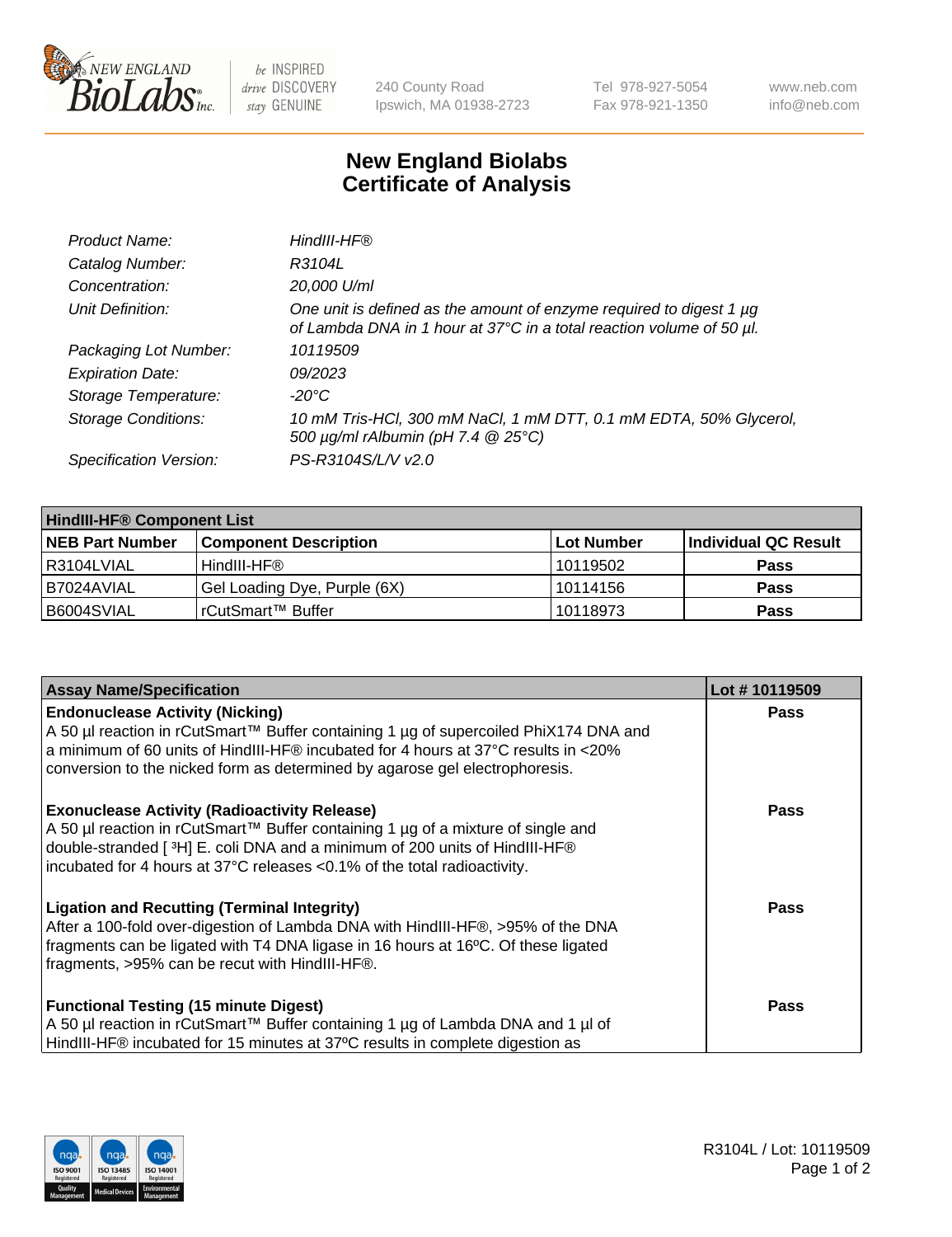New England BioLabs Inc. — be INSPIRED drive DISCOVERY stay GENUINE

240 County Road
Ipswich, MA 01938-2723

Tel 978-927-5054
Fax 978-921-1350

www.neb.com
info@neb.com

# New England Biolabs Certificate of Analysis

| | |
|---|---|
| *Product Name:* | *HindIII-HF®* |
| *Catalog Number:* | *R3104L* |
| *Concentration:* | *20,000 U/ml* |
| *Unit Definition:* | *One unit is defined as the amount of enzyme required to digest 1 µg of Lambda DNA in 1 hour at 37°C in a total reaction volume of 50 µl.* |
| *Packaging Lot Number:* | *10119509* |
| *Expiration Date:* | *09/2023* |
| *Storage Temperature:* | *-20°C* |
| *Storage Conditions:* | *10 mM Tris-HCl, 300 mM NaCl, 1 mM DTT, 0.1 mM EDTA, 50% Glycerol, 500 µg/ml rAlbumin (pH 7.4 @ 25°C)* |
| *Specification Version:* | *PS-R3104S/L/V v2.0* |

| **HindIII-HF® Component List** | | | |
|---|---|---|---|
| **NEB Part Number** | **Component Description** | **Lot Number** | **Individual QC Result** |
| R3104LVIAL | HindIII-HF® | 10119502 | **Pass** |
| B7024AVIAL | Gel Loading Dye, Purple (6X) | 10114156 | **Pass** |
| B6004SVIAL | rCutSmart™ Buffer | 10118973 | **Pass** |

| **Assay Name/Specification** | **Lot # 10119509** |
|---|---|
| **Endonuclease Activity (Nicking)** A 50 µl reaction in rCutSmart™ Buffer containing 1 µg of supercoiled PhiX174 DNA and a minimum of 60 units of HindIII-HF® incubated for 4 hours at 37°C results in <20% conversion to the nicked form as determined by agarose gel electrophoresis. | **Pass** |
| **Exonuclease Activity (Radioactivity Release)** A 50 µl reaction in rCutSmart™ Buffer containing 1 µg of a mixture of single and double-stranded [ $^3$H] E. coli DNA and a minimum of 200 units of HindIII-HF® incubated for 4 hours at 37°C releases <0.1% of the total radioactivity. | **Pass** |
| **Ligation and Recutting (Terminal Integrity)** After a 100-fold over-digestion of Lambda DNA with HindIII-HF®, >95% of the DNA fragments can be ligated with T4 DNA ligase in 16 hours at 16ºC. Of these ligated fragments, >95% can be recut with HindIII-HF®. | **Pass** |
| **Functional Testing (15 minute Digest)** A 50 µl reaction in rCutSmart™ Buffer containing 1 µg of Lambda DNA and 1 µl of HindIII-HF® incubated for 15 minutes at 37ºC results in complete digestion as | **Pass** |

R3104L / Lot: 10119509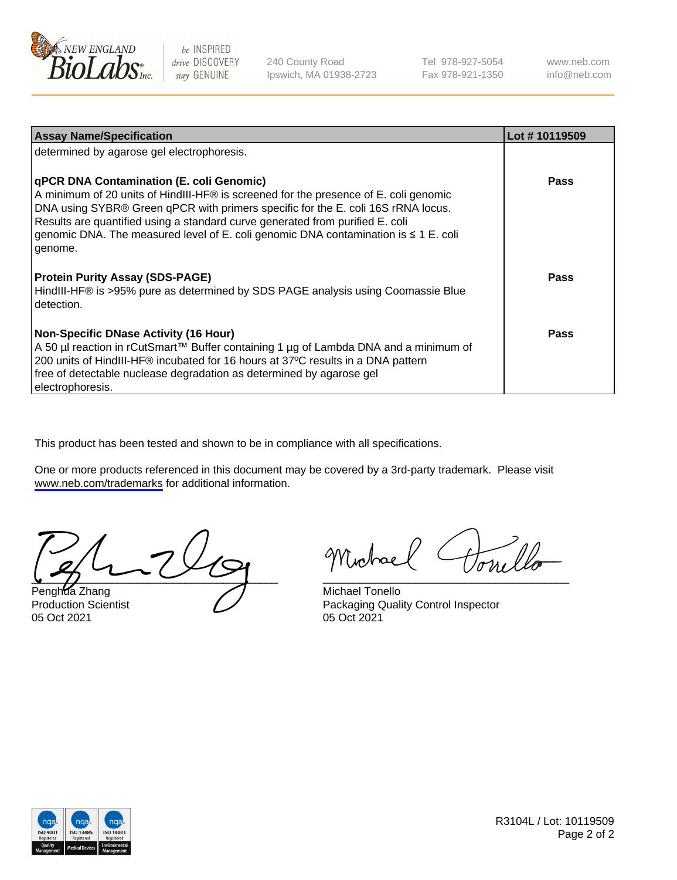| Assay Name/Specification | Lot # 10119509 |
| --- | --- |
| determined by agarose gel electrophoresis. | |
| **qPCR DNA Contamination (E. coli Genomic)**<br>A minimum of 20 units of HindIII-HF® is screened for the presence of E. coli genomic DNA using SYBR® Green qPCR with primers specific for the E. coli 16S rRNA locus. Results are quantified using a standard curve generated from purified E. coli genomic DNA. The measured level of E. coli genomic DNA contamination is ≤ 1 E. coli genome. | **Pass** |
| **Protein Purity Assay (SDS-PAGE)**<br>HindIII-HF® is >95% pure as determined by SDS PAGE analysis using Coomassie Blue detection. | **Pass** |
| **Non-Specific DNase Activity (16 Hour)**<br>A 50 µl reaction in rCutSmart™ Buffer containing 1 µg of Lambda DNA and a minimum of 200 units of HindIII-HF® incubated for 16 hours at 37ºC results in a DNA pattern free of detectable nuclease degradation as determined by agarose gel electrophoresis. | **Pass** |

This product has been tested and shown to be in compliance with all specifications.

One or more products referenced in this document may be covered by a 3rd-party trademark. Please visit www.neb.com/trademarks for additional information.

Penghua Zhang
Production Scientist
05 Oct 2021

Michael Tonello
Packaging Quality Control Inspector
05 Oct 2021

R3104L / Lot: 10119509